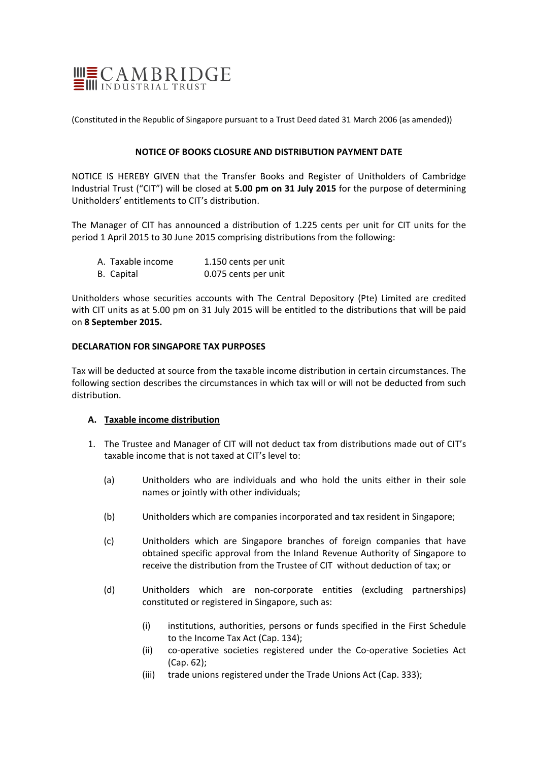CAMBRIDGE INDUSTRIAL TRUST

(Constituted in the Republic of Singapore pursuant to a Trust Deed dated 31 March 2006 (as amended))

**NOTICE OF BOOKS CLOSURE AND DISTRIBUTION PAYMENT DATE**

NOTICE IS HEREBY GIVEN that the Transfer Books and Register of Unitholders of Cambridge Industrial Trust ("CIT") will be closed at **5.00 pm on 31 July 2015** for the purpose of determining Unitholders' entitlements to CIT's distribution.

The Manager of CIT has announced a distribution of 1.225 cents per unit for CIT units for the period 1 April 2015 to 30 June 2015 comprising distributions from the following:

| | |
|---|---|
| A. Taxable income | 1.150 cents per unit |
| B. Capital | 0.075 cents per unit |

Unitholders whose securities accounts with The Central Depository (Pte) Limited are credited with CIT units as at 5.00 pm on 31 July 2015 will be entitled to the distributions that will be paid on **8 September 2015.**

**DECLARATION FOR SINGAPORE TAX PURPOSES**

Tax will be deducted at source from the taxable income distribution in certain circumstances. The following section describes the circumstances in which tax will or will not be deducted from such distribution.

**A. <u>Taxable income distribution</u>**

1. The Trustee and Manager of CIT will not deduct tax from distributions made out of CIT's taxable income that is not taxed at CIT's level to:

   (a) Unitholders who are individuals and who hold the units either in their sole names or jointly with other individuals;

   (b) Unitholders which are companies incorporated and tax resident in Singapore;

   (c) Unitholders which are Singapore branches of foreign companies that have obtained specific approval from the Inland Revenue Authority of Singapore to receive the distribution from the Trustee of CIT without deduction of tax; or

   (d) Unitholders which are non-corporate entities (excluding partnerships) constituted or registered in Singapore, such as:

      (i) institutions, authorities, persons or funds specified in the First Schedule to the Income Tax Act (Cap. 134);
      
      (ii) co-operative societies registered under the Co-operative Societies Act (Cap. 62);
      
      (iii) trade unions registered under the Trade Unions Act (Cap. 333);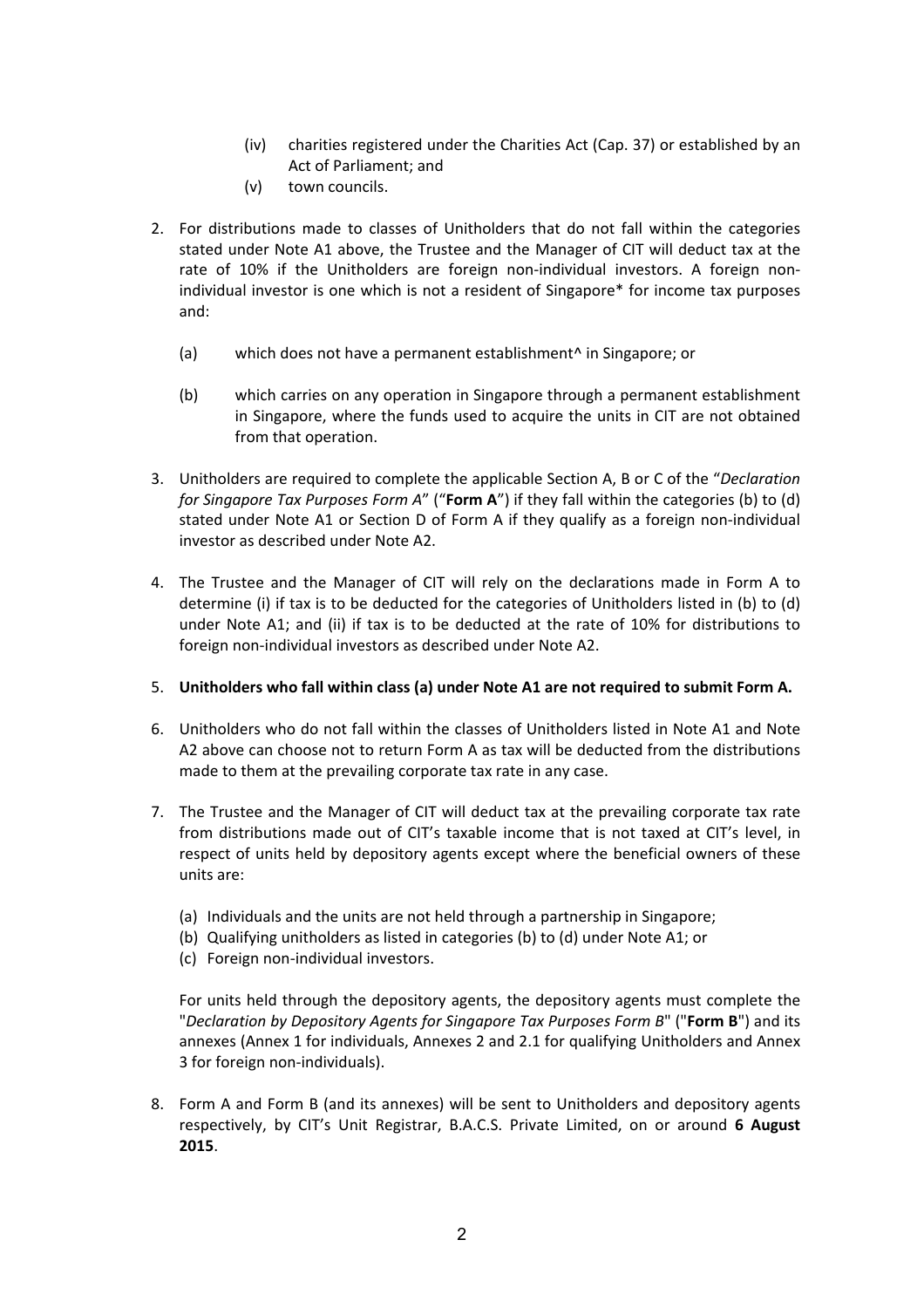(iv) charities registered under the Charities Act (Cap. 37) or established by an Act of Parliament; and
(v) town councils.

2. For distributions made to classes of Unitholders that do not fall within the categories stated under Note A1 above, the Trustee and the Manager of CIT will deduct tax at the rate of 10% if the Unitholders are foreign non-individual investors. A foreign non-individual investor is one which is not a resident of Singapore* for income tax purposes and:

   (a) which does not have a permanent establishment^ in Singapore; or

   (b) which carries on any operation in Singapore through a permanent establishment in Singapore, where the funds used to acquire the units in CIT are not obtained from that operation.

3. Unitholders are required to complete the applicable Section A, B or C of the "*Declaration for Singapore Tax Purposes Form A*" ("**Form A**") if they fall within the categories (b) to (d) stated under Note A1 or Section D of Form A if they qualify as a foreign non-individual investor as described under Note A2.

4. The Trustee and the Manager of CIT will rely on the declarations made in Form A to determine (i) if tax is to be deducted for the categories of Unitholders listed in (b) to (d) under Note A1; and (ii) if tax is to be deducted at the rate of 10% for distributions to foreign non-individual investors as described under Note A2.

5. **Unitholders who fall within class (a) under Note A1 are not required to submit Form A.**

6. Unitholders who do not fall within the classes of Unitholders listed in Note A1 and Note A2 above can choose not to return Form A as tax will be deducted from the distributions made to them at the prevailing corporate tax rate in any case.

7. The Trustee and the Manager of CIT will deduct tax at the prevailing corporate tax rate from distributions made out of CIT's taxable income that is not taxed at CIT's level, in respect of units held by depository agents except where the beneficial owners of these units are:

   (a) Individuals and the units are not held through a partnership in Singapore;
   (b) Qualifying unitholders as listed in categories (b) to (d) under Note A1; or
   (c) Foreign non-individual investors.

   For units held through the depository agents, the depository agents must complete the "*Declaration by Depository Agents for Singapore Tax Purposes Form B*" ("**Form B**") and its annexes (Annex 1 for individuals, Annexes 2 and 2.1 for qualifying Unitholders and Annex 3 for foreign non-individuals).

8. Form A and Form B (and its annexes) will be sent to Unitholders and depository agents respectively, by CIT's Unit Registrar, B.A.C.S. Private Limited, on or around **6 August 2015**.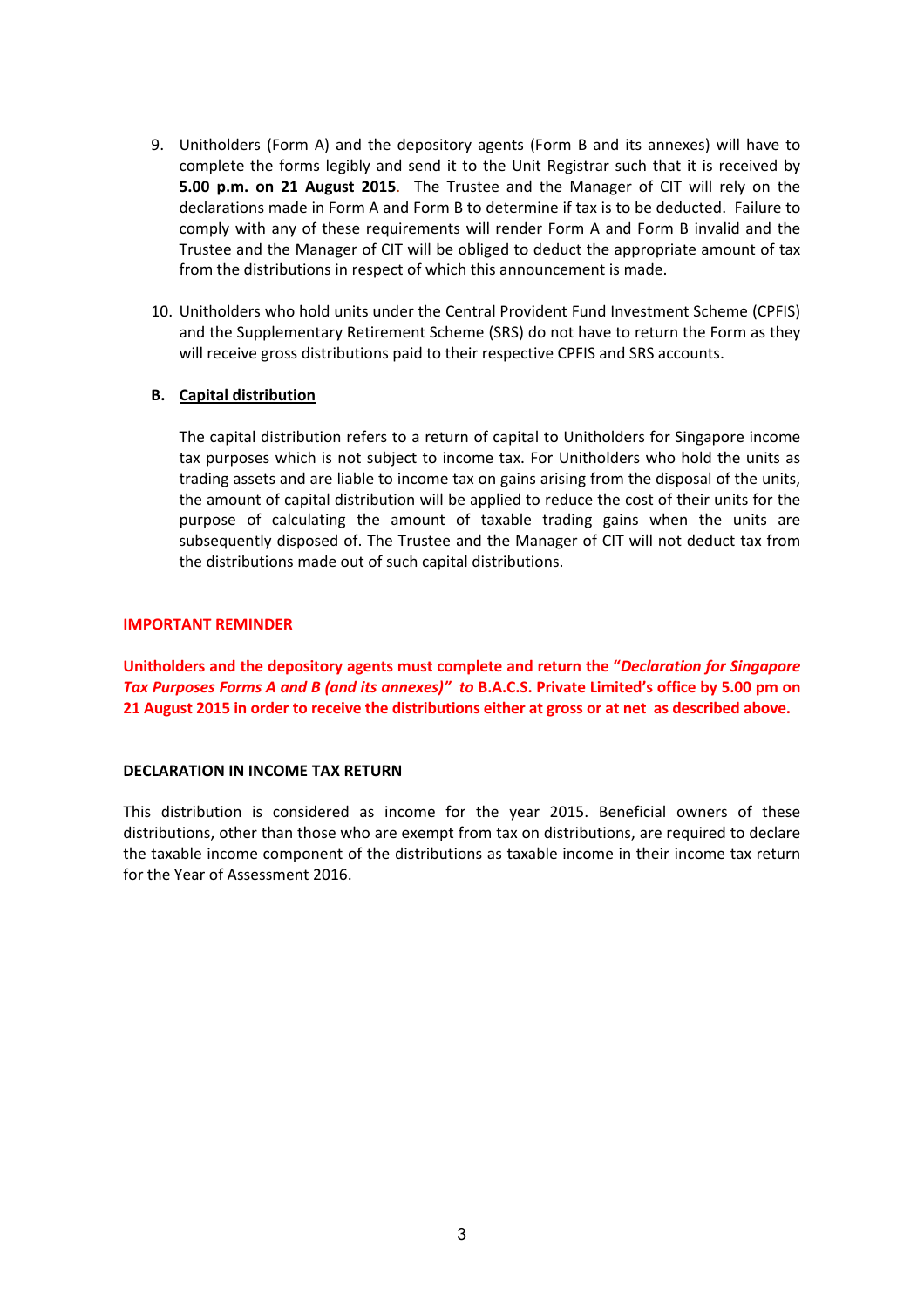9. Unitholders (Form A) and the depository agents (Form B and its annexes) will have to complete the forms legibly and send it to the Unit Registrar such that it is received by **5.00 p.m. on 21 August 2015**. The Trustee and the Manager of CIT will rely on the declarations made in Form A and Form B to determine if tax is to be deducted. Failure to comply with any of these requirements will render Form A and Form B invalid and the Trustee and the Manager of CIT will be obliged to deduct the appropriate amount of tax from the distributions in respect of which this announcement is made.

10. Unitholders who hold units under the Central Provident Fund Investment Scheme (CPFIS) and the Supplementary Retirement Scheme (SRS) do not have to return the Form as they will receive gross distributions paid to their respective CPFIS and SRS accounts.

**B. Capital distribution**

The capital distribution refers to a return of capital to Unitholders for Singapore income tax purposes which is not subject to income tax. For Unitholders who hold the units as trading assets and are liable to income tax on gains arising from the disposal of the units, the amount of capital distribution will be applied to reduce the cost of their units for the purpose of calculating the amount of taxable trading gains when the units are subsequently disposed of. The Trustee and the Manager of CIT will not deduct tax from the distributions made out of such capital distributions.

**IMPORTANT REMINDER**

**Unitholders and the depository agents must complete and return the "*Declaration for Singapore Tax Purposes Forms A and B (and its annexes)" to* B.A.C.S. Private Limited's office by 5.00 pm on 21 August 2015 in order to receive the distributions either at gross or at net as described above.**

**DECLARATION IN INCOME TAX RETURN**

This distribution is considered as income for the year 2015. Beneficial owners of these distributions, other than those who are exempt from tax on distributions, are required to declare the taxable income component of the distributions as taxable income in their income tax return for the Year of Assessment 2016.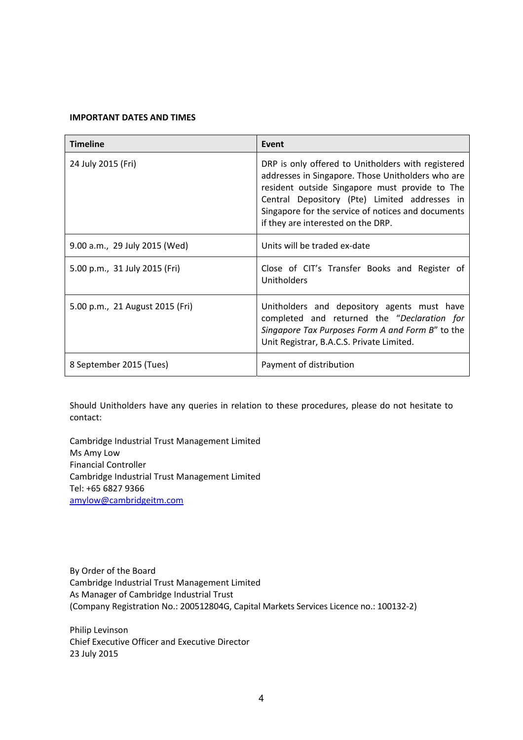**IMPORTANT DATES AND TIMES**

| Timeline | Event |
| --- | --- |
| 24 July 2015 (Fri) | DRP is only offered to Unitholders with registered addresses in Singapore. Those Unitholders who are resident outside Singapore must provide to The Central Depository (Pte) Limited addresses in Singapore for the service of notices and documents if they are interested on the DRP. |
| 9.00 a.m., 29 July 2015 (Wed) | Units will be traded ex-date |
| 5.00 p.m., 31 July 2015 (Fri) | Close of CIT's Transfer Books and Register of Unitholders |
| 5.00 p.m., 21 August 2015 (Fri) | Unitholders and depository agents must have completed and returned the "*Declaration for Singapore Tax Purposes Form A and Form B*" to the Unit Registrar, B.A.C.S. Private Limited. |
| 8 September 2015 (Tues) | Payment of distribution |

Should Unitholders have any queries in relation to these procedures, please do not hesitate to contact:

Cambridge Industrial Trust Management Limited
Ms Amy Low
Financial Controller
Cambridge Industrial Trust Management Limited
Tel: +65 6827 9366
amylow@cambridgeitm.com

By Order of the Board
Cambridge Industrial Trust Management Limited
As Manager of Cambridge Industrial Trust
(Company Registration No.: 200512804G, Capital Markets Services Licence no.: 100132-2)

Philip Levinson
Chief Executive Officer and Executive Director
23 July 2015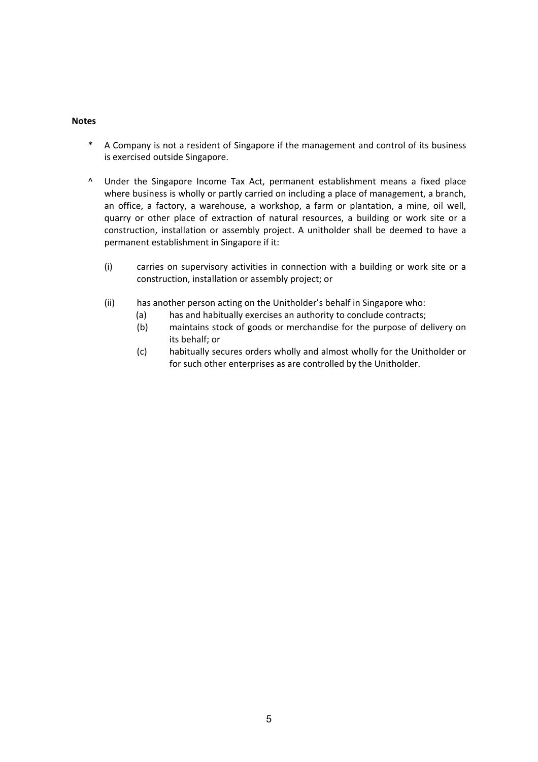**Notes**

\* A Company is not a resident of Singapore if the management and control of its business is exercised outside Singapore.

^ Under the Singapore Income Tax Act, permanent establishment means a fixed place where business is wholly or partly carried on including a place of management, a branch, an office, a factory, a warehouse, a workshop, a farm or plantation, a mine, oil well, quarry or other place of extraction of natural resources, a building or work site or a construction, installation or assembly project. A unitholder shall be deemed to have a permanent establishment in Singapore if it:

(i) carries on supervisory activities in connection with a building or work site or a construction, installation or assembly project; or

(ii) has another person acting on the Unitholder's behalf in Singapore who:

(a) has and habitually exercises an authority to conclude contracts;

(b) maintains stock of goods or merchandise for the purpose of delivery on its behalf; or

(c) habitually secures orders wholly and almost wholly for the Unitholder or for such other enterprises as are controlled by the Unitholder.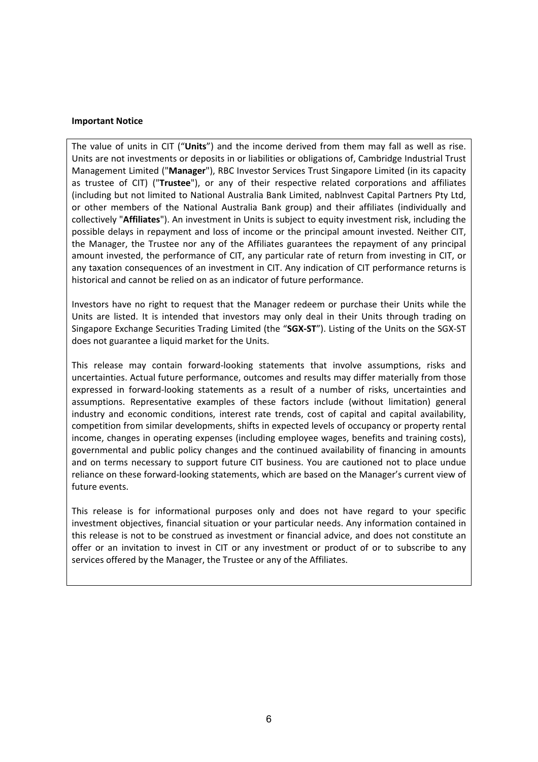**Important Notice**

The value of units in CIT ("**Units**") and the income derived from them may fall as well as rise. Units are not investments or deposits in or liabilities or obligations of, Cambridge Industrial Trust Management Limited ("**Manager**"), RBC Investor Services Trust Singapore Limited (in its capacity as trustee of CIT) ("**Trustee**"), or any of their respective related corporations and affiliates (including but not limited to National Australia Bank Limited, nabInvest Capital Partners Pty Ltd, or other members of the National Australia Bank group) and their affiliates (individually and collectively "**Affiliates**"). An investment in Units is subject to equity investment risk, including the possible delays in repayment and loss of income or the principal amount invested. Neither CIT, the Manager, the Trustee nor any of the Affiliates guarantees the repayment of any principal amount invested, the performance of CIT, any particular rate of return from investing in CIT, or any taxation consequences of an investment in CIT. Any indication of CIT performance returns is historical and cannot be relied on as an indicator of future performance.

Investors have no right to request that the Manager redeem or purchase their Units while the Units are listed. It is intended that investors may only deal in their Units through trading on Singapore Exchange Securities Trading Limited (the "**SGX-ST**"). Listing of the Units on the SGX-ST does not guarantee a liquid market for the Units.

This release may contain forward-looking statements that involve assumptions, risks and uncertainties. Actual future performance, outcomes and results may differ materially from those expressed in forward-looking statements as a result of a number of risks, uncertainties and assumptions. Representative examples of these factors include (without limitation) general industry and economic conditions, interest rate trends, cost of capital and capital availability, competition from similar developments, shifts in expected levels of occupancy or property rental income, changes in operating expenses (including employee wages, benefits and training costs), governmental and public policy changes and the continued availability of financing in amounts and on terms necessary to support future CIT business. You are cautioned not to place undue reliance on these forward-looking statements, which are based on the Manager's current view of future events.

This release is for informational purposes only and does not have regard to your specific investment objectives, financial situation or your particular needs. Any information contained in this release is not to be construed as investment or financial advice, and does not constitute an offer or an invitation to invest in CIT or any investment or product of or to subscribe to any services offered by the Manager, the Trustee or any of the Affiliates.